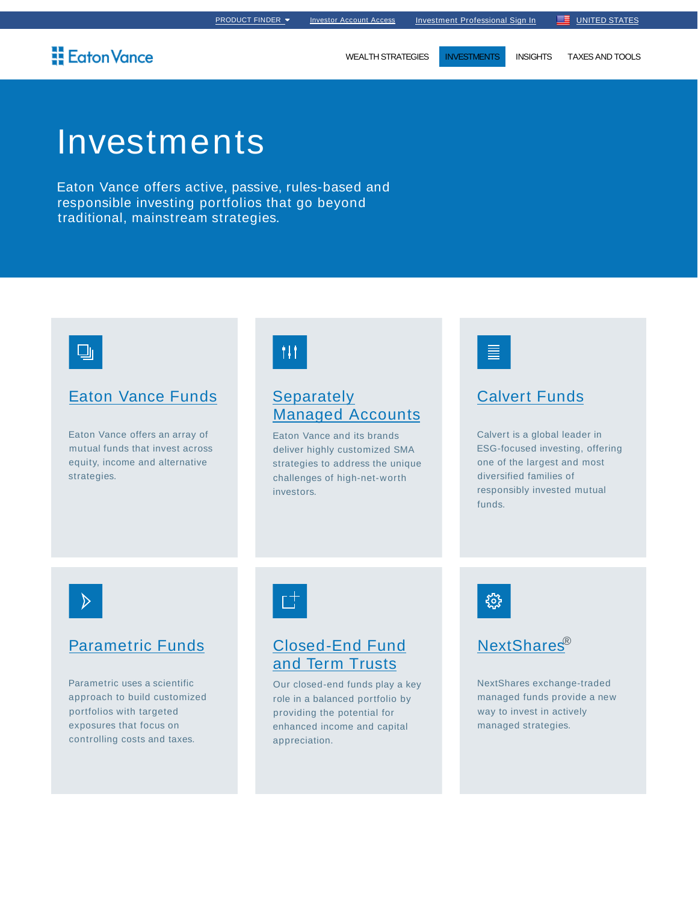PRODUCT FINDER | Investor Account Access | Investment Professional Sign In | UNITED STATES

Eaton Vance

WEALTH STRATEGIES | INVESTMENTS | INSIGHTS | TAXES AND TOOLS

# Investments

Eaton Vance offers active, passive, rules-based and responsible investing portfolios that go beyond traditional, mainstream strategies.

## Eaton Vance Funds

Eaton Vance offers an array of mutual funds that invest across equity, income and alternative strategies.

## Separately Managed Accounts

Eaton Vance and its brands deliver highly customized SMA strategies to address the unique challenges of high-net-worth investors.

## Calvert Funds

Calvert is a global leader in ESG-focused investing, offering one of the largest and most diversified families of responsibly invested mutual funds.

## Parametric Funds

Parametric uses a scientific approach to build customized portfolios with targeted exposures that focus on controlling costs and taxes.

## Closed-End Fund and Term Trusts

Our closed-end funds play a key role in a balanced portfolio by providing the potential for enhanced income and capital appreciation.

## NextShares®

NextShares exchange-traded managed funds provide a new way to invest in actively managed strategies.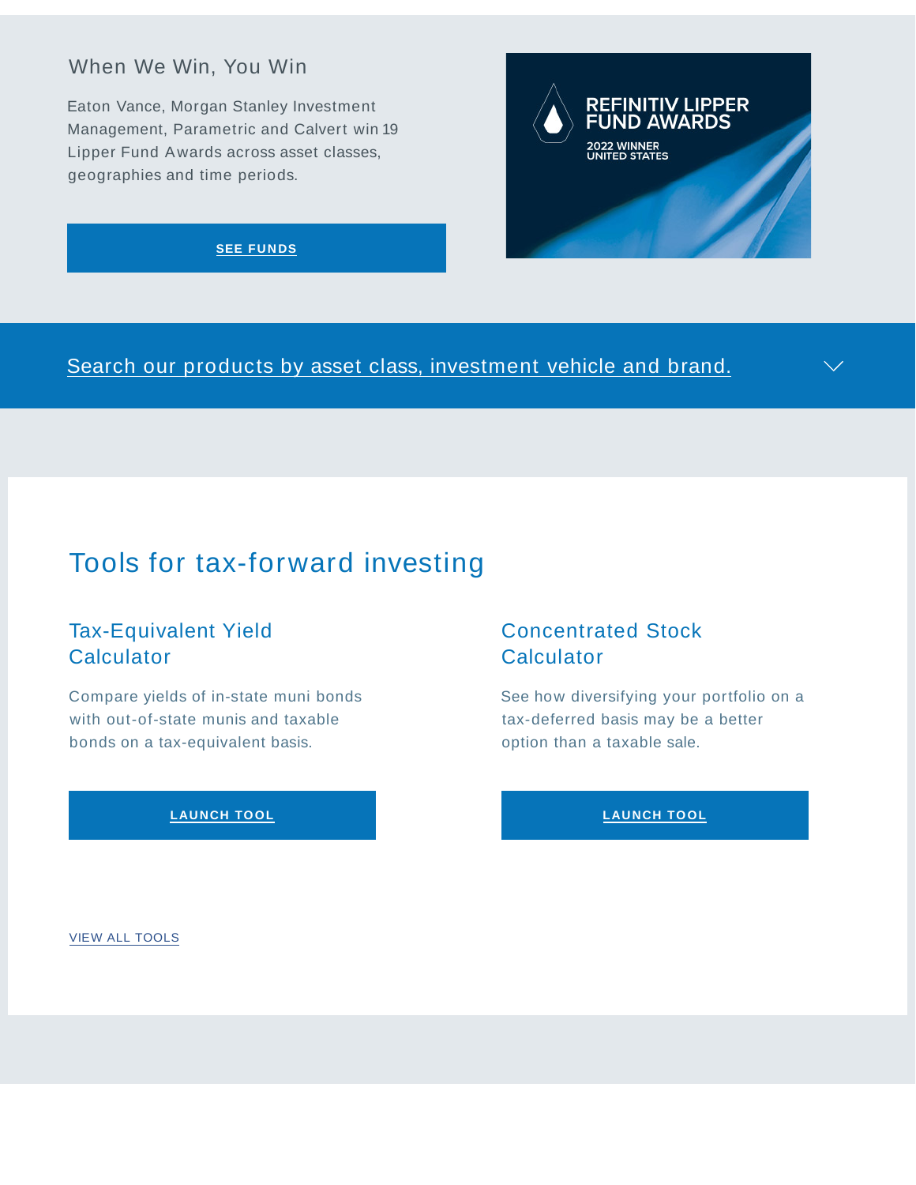## When We Win, You Win

Eaton Vance, Morgan Stanley Investment Management, Parametric and Calvert win 19 Lipper Fund Awards across asset classes, geographies and time periods.

SEE FUNDS

REFINITIV LIPPER FUND AWARDS

2022 WINNER UNITED STATES

Search our products by asset class, investment vehicle and brand.

## Tools for tax-forward investing

### Tax-Equivalent Yield Calculator

Compare yields of in-state muni bonds with out-of-state munis and taxable bonds on a tax-equivalent basis.

LAUNCH TOOL

### Concentrated Stock Calculator

See how diversifying your portfolio on a tax-deferred basis may be a better option than a taxable sale.

LAUNCH TOOL

VIEW ALL TOOLS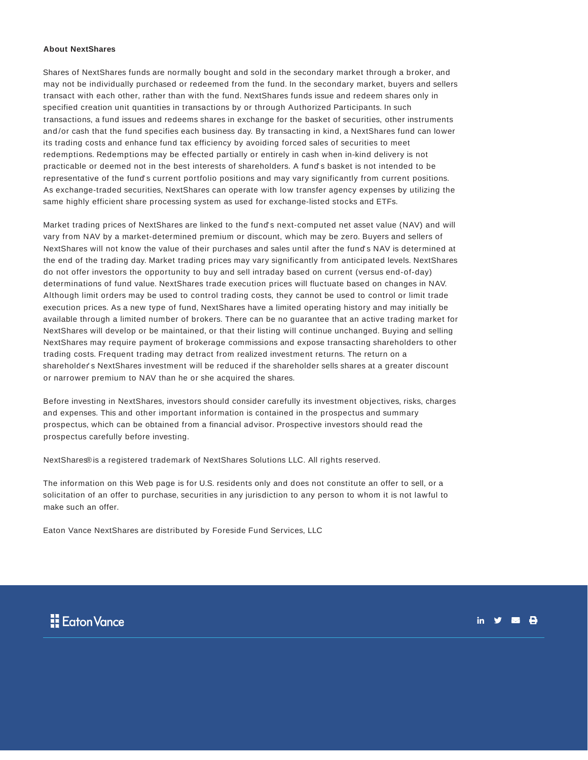**About NextShares**

Shares of NextShares funds are normally bought and sold in the secondary market through a broker, and may not be individually purchased or redeemed from the fund. In the secondary market, buyers and sellers transact with each other, rather than with the fund. NextShares funds issue and redeem shares only in specified creation unit quantities in transactions by or through Authorized Participants. In such transactions, a fund issues and redeems shares in exchange for the basket of securities, other instruments and/or cash that the fund specifies each business day. By transacting in kind, a NextShares fund can lower its trading costs and enhance fund tax efficiency by avoiding forced sales of securities to meet redemptions. Redemptions may be effected partially or entirely in cash when in-kind delivery is not practicable or deemed not in the best interests of shareholders. A fund's basket is not intended to be representative of the fund's current portfolio positions and may vary significantly from current positions. As exchange-traded securities, NextShares can operate with low transfer agency expenses by utilizing the same highly efficient share processing system as used for exchange-listed stocks and ETFs.

Market trading prices of NextShares are linked to the fund's next-computed net asset value (NAV) and will vary from NAV by a market-determined premium or discount, which may be zero. Buyers and sellers of NextShares will not know the value of their purchases and sales until after the fund's NAV is determined at the end of the trading day. Market trading prices may vary significantly from anticipated levels. NextShares do not offer investors the opportunity to buy and sell intraday based on current (versus end-of-day) determinations of fund value. NextShares trade execution prices will fluctuate based on changes in NAV. Although limit orders may be used to control trading costs, they cannot be used to control or limit trade execution prices. As a new type of fund, NextShares have a limited operating history and may initially be available through a limited number of brokers. There can be no guarantee that an active trading market for NextShares will develop or be maintained, or that their listing will continue unchanged. Buying and selling NextShares may require payment of brokerage commissions and expose transacting shareholders to other trading costs. Frequent trading may detract from realized investment returns. The return on a shareholder's NextShares investment will be reduced if the shareholder sells shares at a greater discount or narrower premium to NAV than he or she acquired the shares.

Before investing in NextShares, investors should consider carefully its investment objectives, risks, charges and expenses. This and other important information is contained in the prospectus and summary prospectus, which can be obtained from a financial advisor. Prospective investors should read the prospectus carefully before investing.

NextShares® is a registered trademark of NextShares Solutions LLC. All rights reserved.

The information on this Web page is for U.S. residents only and does not constitute an offer to sell, or a solicitation of an offer to purchase, securities in any jurisdiction to any person to whom it is not lawful to make such an offer.

Eaton Vance NextShares are distributed by Foreside Fund Services, LLC

Eaton Vance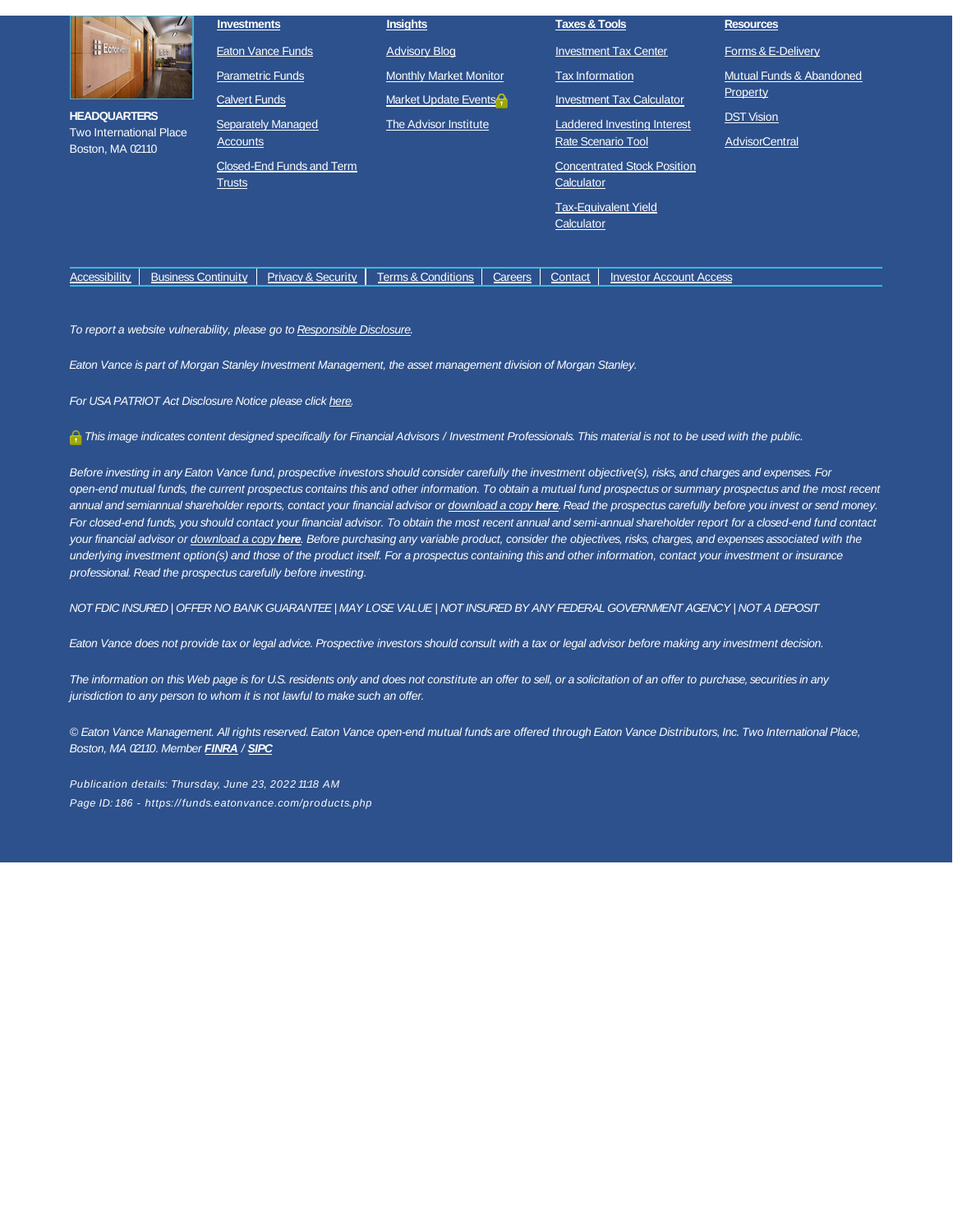**HEADQUARTERS**
Two International Place
Boston, MA 02110

**Investments**

- Eaton Vance Funds
- Parametric Funds
- Calvert Funds
- Separately Managed Accounts
- Closed-End Funds and Term Trusts

**Insights**

- Advisory Blog
- Monthly Market Monitor
- Market Update Events
- The Advisor Institute

**Taxes & Tools**

- Investment Tax Center
- Tax Information
- Investment Tax Calculator
- Laddered Investing Interest Rate Scenario Tool
- Concentrated Stock Position Calculator
- Tax-Equivalent Yield Calculator

**Resources**

- Forms & E-Delivery
- Mutual Funds & Abandoned Property
- DST Vision
- AdvisorCentral

Accessibility | Business Continuity | Privacy & Security | Terms & Conditions | Careers | Contact | Investor Account Access

*To report a website vulnerability, please go to Responsible Disclosure.*

*Eaton Vance is part of Morgan Stanley Investment Management, the asset management division of Morgan Stanley.*

*For USA PATRIOT Act Disclosure Notice please click here.*

*This image indicates content designed specifically for Financial Advisors / Investment Professionals. This material is not to be used with the public.*

*Before investing in any Eaton Vance fund, prospective investors should consider carefully the investment objective(s), risks, and charges and expenses. For open-end mutual funds, the current prospectus contains this and other information. To obtain a mutual fund prospectus or summary prospectus and the most recent annual and semiannual shareholder reports, contact your financial advisor or download a copy **here**. Read the prospectus carefully before you invest or send money. For closed-end funds, you should contact your financial advisor. To obtain the most recent annual and semi-annual shareholder report for a closed-end fund contact your financial advisor or download a copy **here**. Before purchasing any variable product, consider the objectives, risks, charges, and expenses associated with the underlying investment option(s) and those of the product itself. For a prospectus containing this and other information, contact your investment or insurance professional. Read the prospectus carefully before investing.*

*NOT FDIC INSURED | OFFER NO BANK GUARANTEE | MAY LOSE VALUE | NOT INSURED BY ANY FEDERAL GOVERNMENT AGENCY | NOT A DEPOSIT*

*Eaton Vance does not provide tax or legal advice. Prospective investors should consult with a tax or legal advisor before making any investment decision.*

*The information on this Web page is for U.S. residents only and does not constitute an offer to sell, or a solicitation of an offer to purchase, securities in any jurisdiction to any person to whom it is not lawful to make such an offer.*

*© Eaton Vance Management. All rights reserved. Eaton Vance open-end mutual funds are offered through Eaton Vance Distributors, Inc. Two International Place, Boston, MA 02110. Member **FINRA** / **SIPC***

*Publication details: Thursday, June 23, 2022 11:18 AM*
*Page ID: 186 - https://funds.eatonvance.com/products.php*